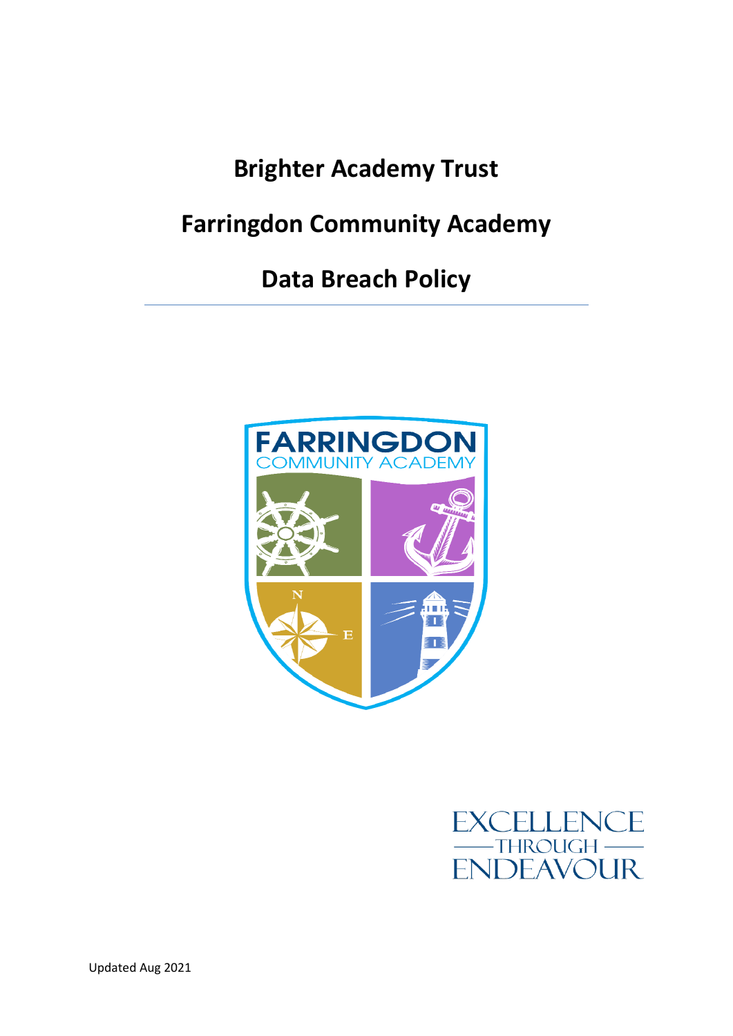# Brighter Academy Trust

# Farringdon Community Academy

# Data Breach Policy

---

EXCELLENCE THROUGH ENDEAVOUR

Updated Aug 2021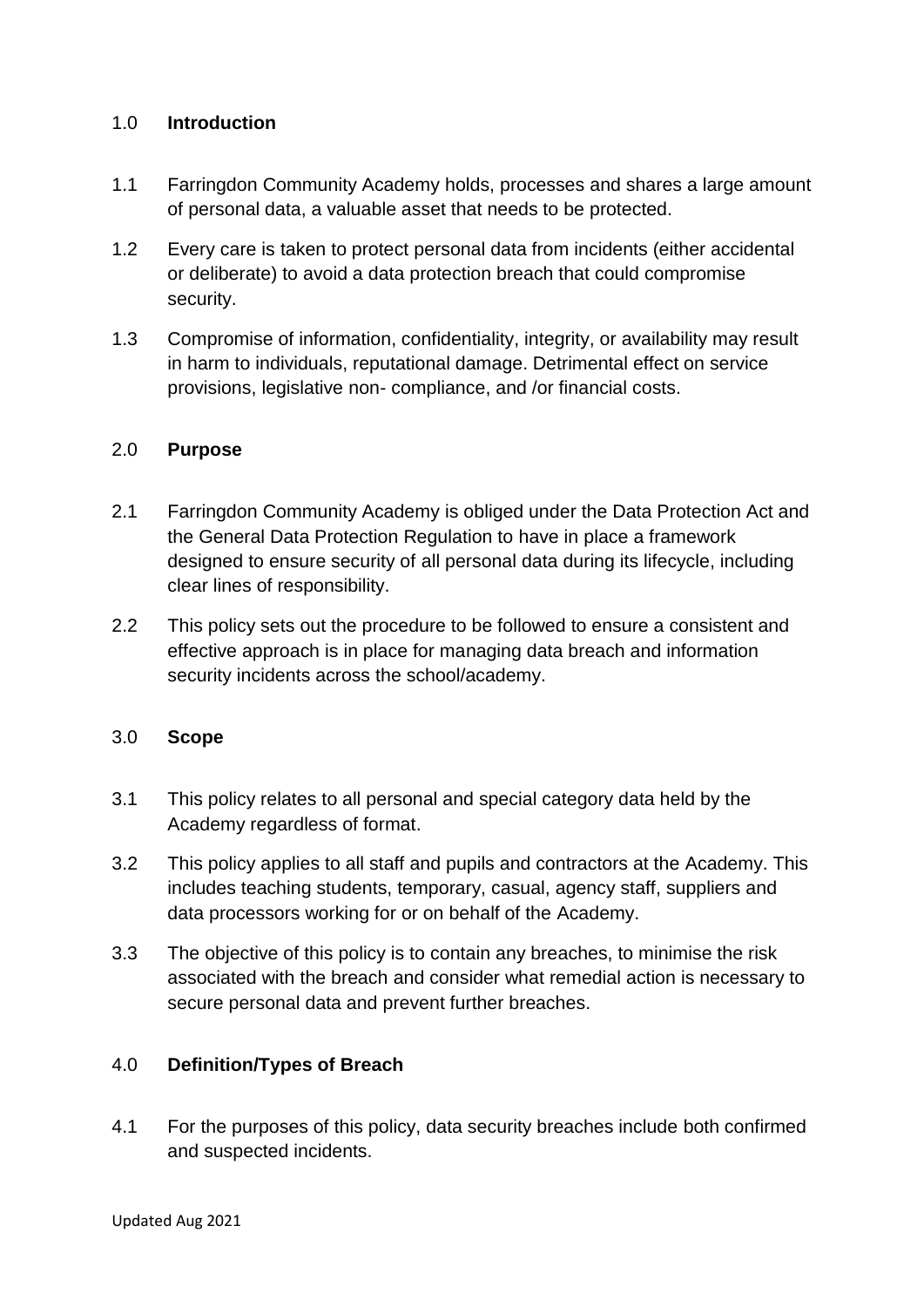## 1.0 **Introduction**

1.1 Farringdon Community Academy holds, processes and shares a large amount of personal data, a valuable asset that needs to be protected.

1.2 Every care is taken to protect personal data from incidents (either accidental or deliberate) to avoid a data protection breach that could compromise security.

1.3 Compromise of information, confidentiality, integrity, or availability may result in harm to individuals, reputational damage. Detrimental effect on service provisions, legislative non- compliance, and /or financial costs.

## 2.0 **Purpose**

2.1 Farringdon Community Academy is obliged under the Data Protection Act and the General Data Protection Regulation to have in place a framework designed to ensure security of all personal data during its lifecycle, including clear lines of responsibility.

2.2 This policy sets out the procedure to be followed to ensure a consistent and effective approach is in place for managing data breach and information security incidents across the school/academy.

## 3.0 **Scope**

3.1 This policy relates to all personal and special category data held by the Academy regardless of format.

3.2 This policy applies to all staff and pupils and contractors at the Academy. This includes teaching students, temporary, casual, agency staff, suppliers and data processors working for or on behalf of the Academy.

3.3 The objective of this policy is to contain any breaches, to minimise the risk associated with the breach and consider what remedial action is necessary to secure personal data and prevent further breaches.

## 4.0 **Definition/Types of Breach**

4.1 For the purposes of this policy, data security breaches include both confirmed and suspected incidents.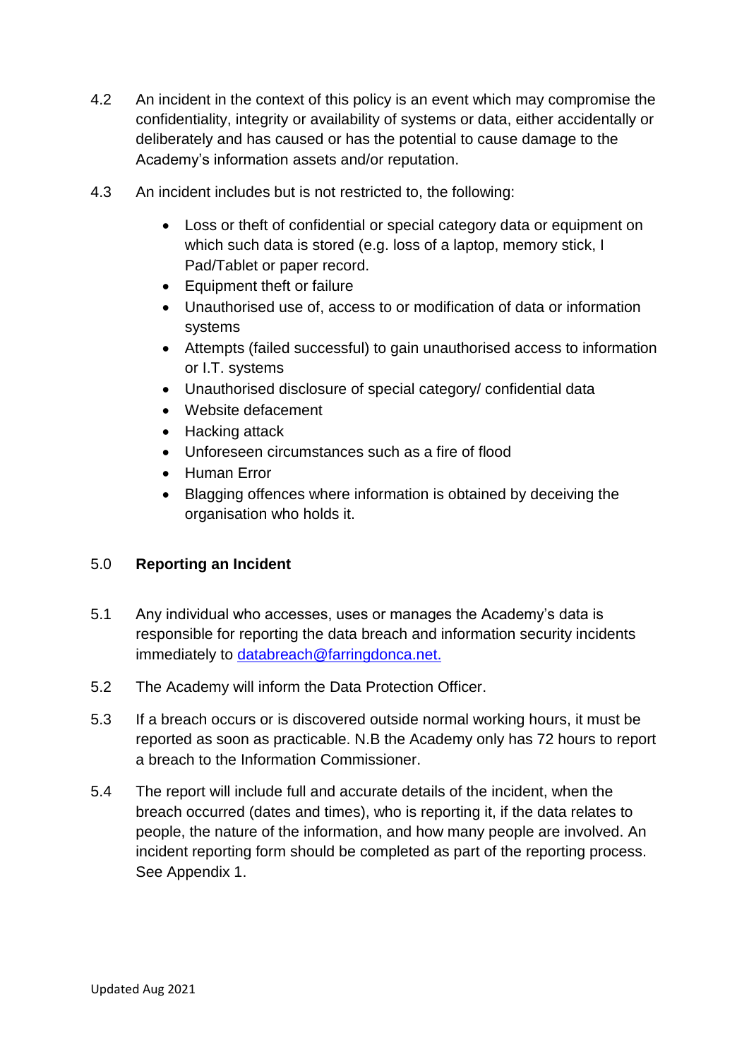4.2 An incident in the context of this policy is an event which may compromise the confidentiality, integrity or availability of systems or data, either accidentally or deliberately and has caused or has the potential to cause damage to the Academy's information assets and/or reputation.

4.3 An incident includes but is not restricted to, the following:

- Loss or theft of confidential or special category data or equipment on which such data is stored (e.g. loss of a laptop, memory stick, I Pad/Tablet or paper record.
- Equipment theft or failure
- Unauthorised use of, access to or modification of data or information systems
- Attempts (failed successful) to gain unauthorised access to information or I.T. systems
- Unauthorised disclosure of special category/ confidential data
- Website defacement
- Hacking attack
- Unforeseen circumstances such as a fire of flood
- Human Error
- Blagging offences where information is obtained by deceiving the organisation who holds it.

## 5.0 **Reporting an Incident**

5.1 Any individual who accesses, uses or manages the Academy's data is responsible for reporting the data breach and information security incidents immediately to databreach@farringdonca.net.

5.2 The Academy will inform the Data Protection Officer.

5.3 If a breach occurs or is discovered outside normal working hours, it must be reported as soon as practicable. N.B the Academy only has 72 hours to report a breach to the Information Commissioner.

5.4 The report will include full and accurate details of the incident, when the breach occurred (dates and times), who is reporting it, if the data relates to people, the nature of the information, and how many people are involved. An incident reporting form should be completed as part of the reporting process. See Appendix 1.

Updated Aug 2021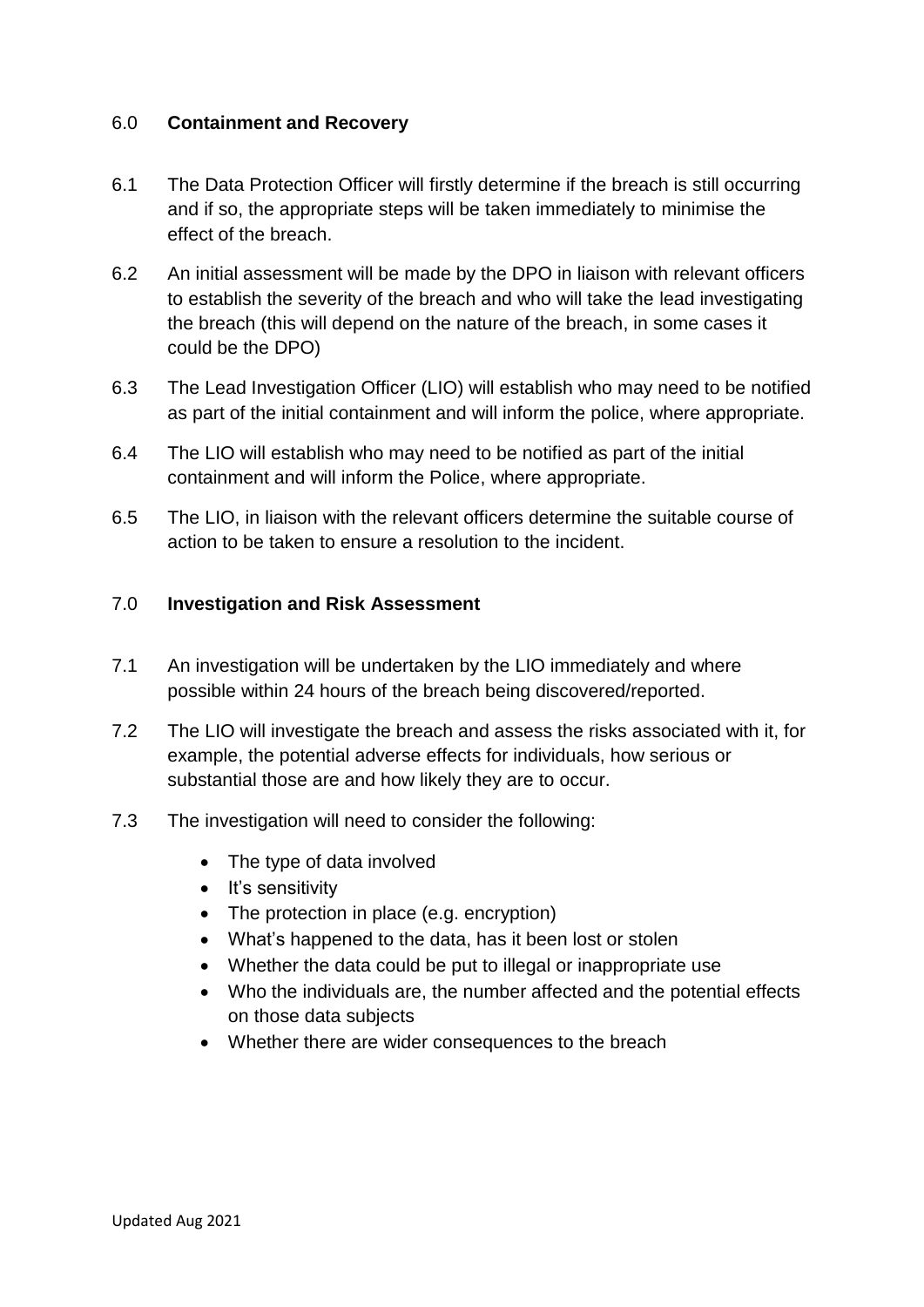## 6.0 **Containment and Recovery**

6.1 The Data Protection Officer will firstly determine if the breach is still occurring and if so, the appropriate steps will be taken immediately to minimise the effect of the breach.

6.2 An initial assessment will be made by the DPO in liaison with relevant officers to establish the severity of the breach and who will take the lead investigating the breach (this will depend on the nature of the breach, in some cases it could be the DPO)

6.3 The Lead Investigation Officer (LIO) will establish who may need to be notified as part of the initial containment and will inform the police, where appropriate.

6.4 The LIO will establish who may need to be notified as part of the initial containment and will inform the Police, where appropriate.

6.5 The LIO, in liaison with the relevant officers determine the suitable course of action to be taken to ensure a resolution to the incident.

## 7.0 **Investigation and Risk Assessment**

7.1 An investigation will be undertaken by the LIO immediately and where possible within 24 hours of the breach being discovered/reported.

7.2 The LIO will investigate the breach and assess the risks associated with it, for example, the potential adverse effects for individuals, how serious or substantial those are and how likely they are to occur.

7.3 The investigation will need to consider the following:

- The type of data involved
- It's sensitivity
- The protection in place (e.g. encryption)
- What's happened to the data, has it been lost or stolen
- Whether the data could be put to illegal or inappropriate use
- Who the individuals are, the number affected and the potential effects on those data subjects
- Whether there are wider consequences to the breach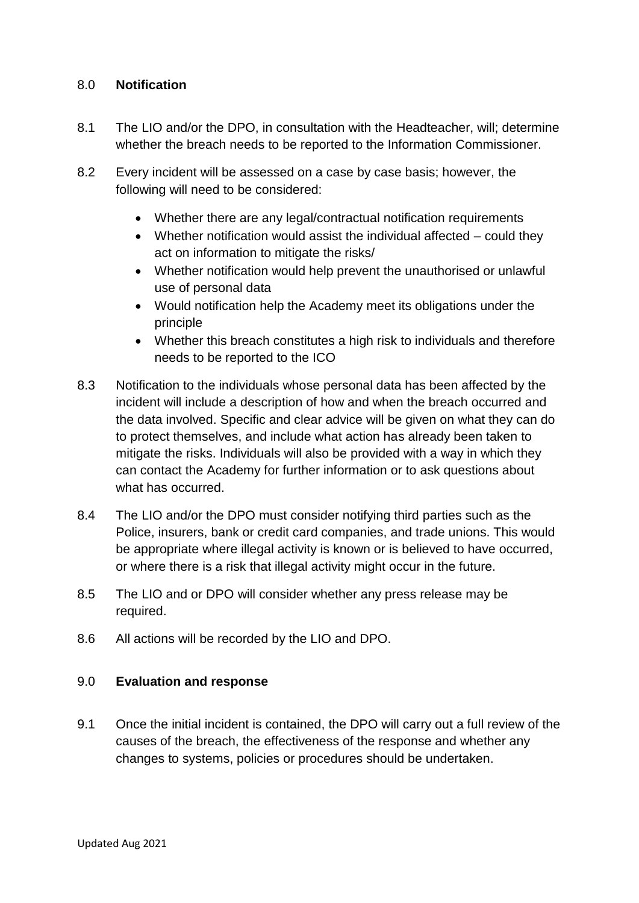## 8.0 **Notification**

8.1 The LIO and/or the DPO, in consultation with the Headteacher, will; determine whether the breach needs to be reported to the Information Commissioner.

8.2 Every incident will be assessed on a case by case basis; however, the following will need to be considered:

- Whether there are any legal/contractual notification requirements
- Whether notification would assist the individual affected – could they act on information to mitigate the risks/
- Whether notification would help prevent the unauthorised or unlawful use of personal data
- Would notification help the Academy meet its obligations under the principle
- Whether this breach constitutes a high risk to individuals and therefore needs to be reported to the ICO

8.3 Notification to the individuals whose personal data has been affected by the incident will include a description of how and when the breach occurred and the data involved. Specific and clear advice will be given on what they can do to protect themselves, and include what action has already been taken to mitigate the risks. Individuals will also be provided with a way in which they can contact the Academy for further information or to ask questions about what has occurred.

8.4 The LIO and/or the DPO must consider notifying third parties such as the Police, insurers, bank or credit card companies, and trade unions. This would be appropriate where illegal activity is known or is believed to have occurred, or where there is a risk that illegal activity might occur in the future.

8.5 The LIO and or DPO will consider whether any press release may be required.

8.6 All actions will be recorded by the LIO and DPO.

## 9.0 **Evaluation and response**

9.1 Once the initial incident is contained, the DPO will carry out a full review of the causes of the breach, the effectiveness of the response and whether any changes to systems, policies or procedures should be undertaken.

Updated Aug 2021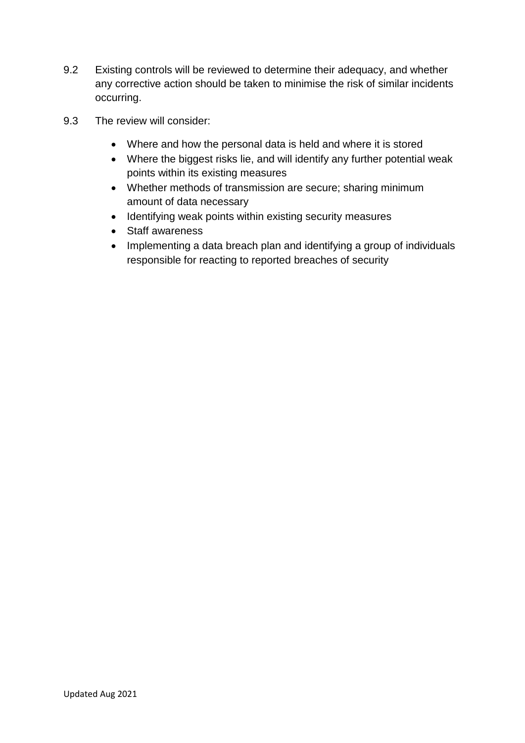9.2 Existing controls will be reviewed to determine their adequacy, and whether any corrective action should be taken to minimise the risk of similar incidents occurring.

9.3 The review will consider:

- Where and how the personal data is held and where it is stored
- Where the biggest risks lie, and will identify any further potential weak points within its existing measures
- Whether methods of transmission are secure; sharing minimum amount of data necessary
- Identifying weak points within existing security measures
- Staff awareness
- Implementing a data breach plan and identifying a group of individuals responsible for reacting to reported breaches of security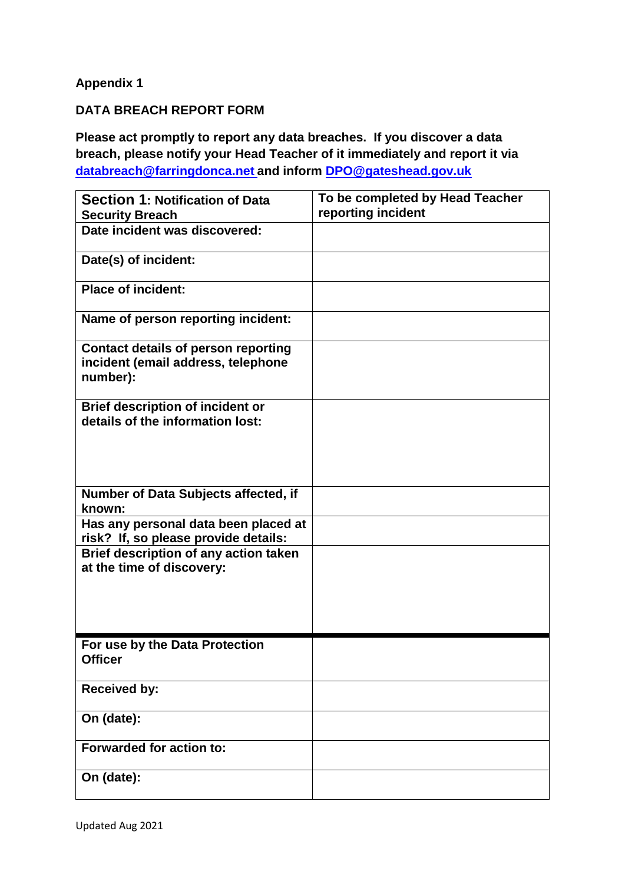**Appendix 1**

**DATA BREACH REPORT FORM**

**Please act promptly to report any data breaches. If you discover a data breach, please notify your Head Teacher of it immediately and report it via [databreach@farringdonca.net](mailto:databreach@farringdonca.net) and inform [DPO@gateshead.gov.uk](mailto:DPO@gateshead.gov.uk)**

| **Section 1: Notification of Data Security Breach** | **To be completed by Head Teacher reporting incident** |
|---|---|
| **Date incident was discovered:** | |
| **Date(s) of incident:** | |
| **Place of incident:** | |
| **Name of person reporting incident:** | |
| **Contact details of person reporting incident (email address, telephone number):** | |
| **Brief description of incident or details of the information lost:** | |
| **Number of Data Subjects affected, if known:** | |
| **Has any personal data been placed at risk? If, so please provide details:** | |
| **Brief description of any action taken at the time of discovery:** | |
| **For use by the Data Protection Officer** | |
| **Received by:** | |
| **On (date):** | |
| **Forwarded for action to:** | |
| **On (date):** | |

Updated Aug 2021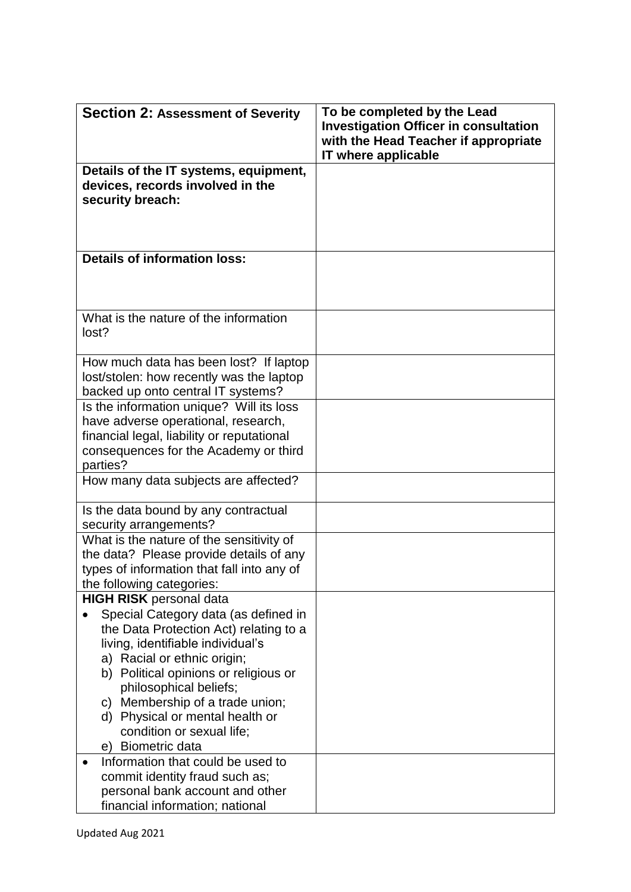| **Section 2:** **Assessment of Severity** | **To be completed by the Lead Investigation Officer in consultation with the Head Teacher if appropriate IT where applicable** |
| --- | --- |
| **Details of the IT systems, equipment, devices, records involved in the security breach:** | |
| **Details of information loss:** | |
| What is the nature of the information lost? | |
| How much data has been lost? If laptop lost/stolen: how recently was the laptop backed up onto central IT systems? | |
| Is the information unique? Will its loss have adverse operational, research, financial legal, liability or reputational consequences for the Academy or third parties? | |
| How many data subjects are affected? | |
| Is the data bound by any contractual security arrangements? | |
| What is the nature of the sensitivity of the data? Please provide details of any types of information that fall into any of the following categories: | |
| **HIGH RISK** personal data<br>• Special Category data (as defined in the Data Protection Act) relating to a living, identifiable individual's<br>a) Racial or ethnic origin;<br>b) Political opinions or religious or philosophical beliefs;<br>c) Membership of a trade union;<br>d) Physical or mental health or condition or sexual life;<br>e) Biometric data | |
| • Information that could be used to commit identity fraud such as; personal bank account and other financial information; national | |

Updated Aug 2021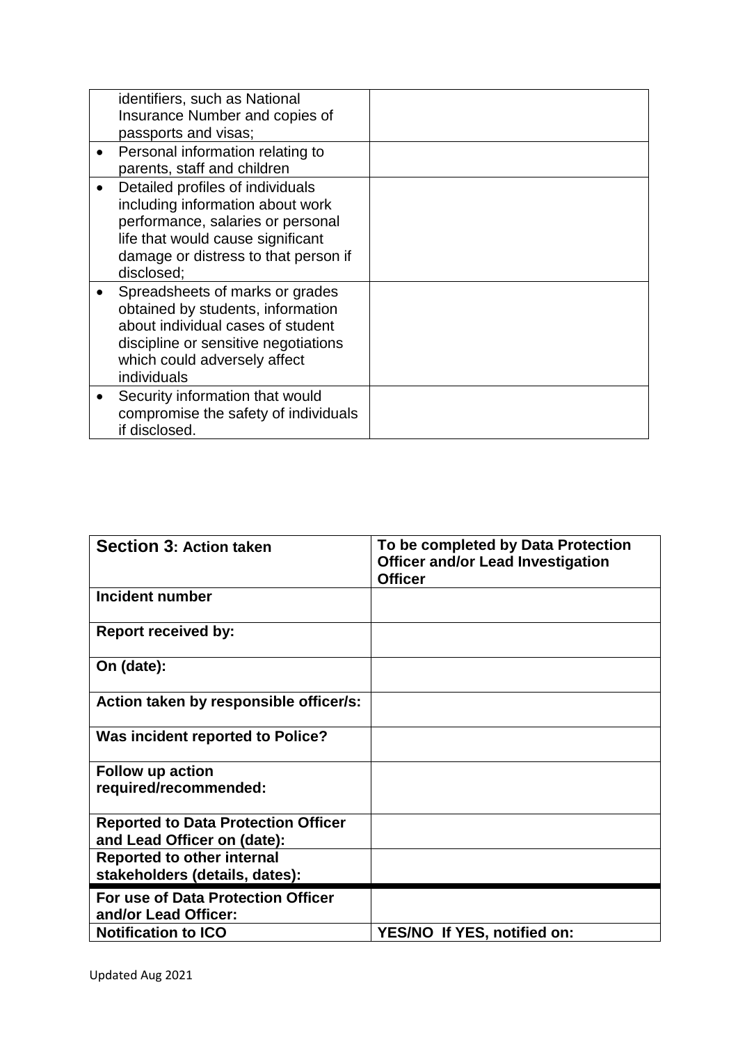| | |
|---|---|
| identifiers, such as National Insurance Number and copies of passports and visas; | |
| • Personal information relating to parents, staff and children | |
| • Detailed profiles of individuals including information about work performance, salaries or personal life that would cause significant damage or distress to that person if disclosed; | |
| • Spreadsheets of marks or grades obtained by students, information about individual cases of student discipline or sensitive negotiations which could adversely affect individuals | |
| • Security information that would compromise the safety of individuals if disclosed. | |

| **Section 3: Action taken** | **To be completed by Data Protection Officer and/or Lead Investigation Officer** |
|---|---|
| **Incident number** | |
| **Report received by:** | |
| **On (date):** | |
| **Action taken by responsible officer/s:** | |
| **Was incident reported to Police?** | |
| **Follow up action required/recommended:** | |
| **Reported to Data Protection Officer and Lead Officer on (date):** | |
| **Reported to other internal stakeholders (details, dates):** | |
| **For use of Data Protection Officer and/or Lead Officer:** | |
| **Notification to ICO** | **YES/NO If YES, notified on:** |

Updated Aug 2021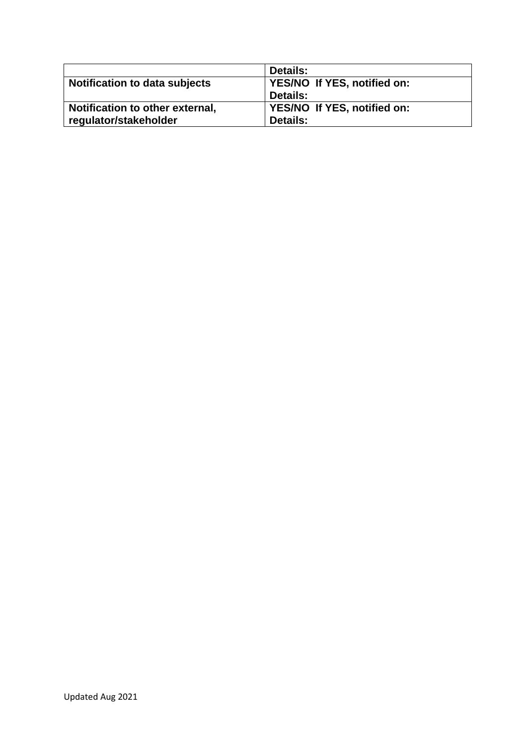| | |
|---|---|
| | **Details:** |
| **Notification to data subjects** | **YES/NO If YES, notified on:**<br>**Details:** |
| **Notification to other external, regulator/stakeholder** | **YES/NO If YES, notified on:**<br>**Details:** |

Updated Aug 2021